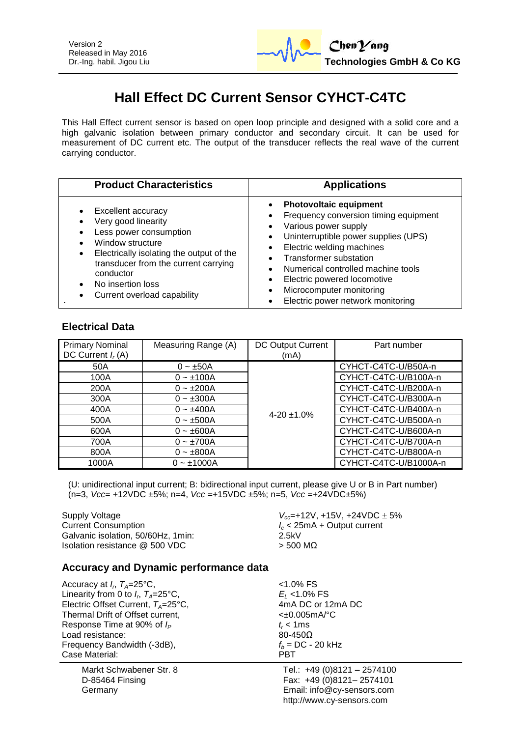Version 2
Released in May 2016
Dr.-Ing. habil. Jigou Liu

ChenYang Technologies GmbH & Co KG

# Hall Effect DC Current Sensor CYHCT-C4TC

This Hall Effect current sensor is based on open loop principle and designed with a solid core and a high galvanic isolation between primary conductor and secondary circuit. It can be used for measurement of DC current etc. The output of the transducer reflects the real wave of the current carrying conductor.

| Product Characteristics | Applications |
|---|---|
| • Excellent accuracy<br>• Very good linearity<br>• Less power consumption<br>• Window structure<br>• Electrically isolating the output of the transducer from the current carrying conductor<br>• No insertion loss<br>• Current overload capability | • **Photovoltaic equipment**<br>• Frequency conversion timing equipment<br>• Various power supply<br>• Uninterruptible power supplies (UPS)<br>• Electric welding machines<br>• Transformer substation<br>• Numerical controlled machine tools<br>• Electric powered locomotive<br>• Microcomputer monitoring<br>• Electric power network monitoring |

## Electrical Data

| Primary Nominal DC Current $I_r$ (A) | Measuring Range (A) | DC Output Current (mA) | Part number |
|---|---|---|---|
| 50A | 0 ~ ±50A | 4-20 ±1.0% | CYHCT-C4TC-U/B50A-n |
| 100A | 0 ~ ±100A | | CYHCT-C4TC-U/B100A-n |
| 200A | 0 ~ ±200A | | CYHCT-C4TC-U/B200A-n |
| 300A | 0 ~ ±300A | | CYHCT-C4TC-U/B300A-n |
| 400A | 0 ~ ±400A | | CYHCT-C4TC-U/B400A-n |
| 500A | 0 ~ ±500A | | CYHCT-C4TC-U/B500A-n |
| 600A | 0 ~ ±600A | | CYHCT-C4TC-U/B600A-n |
| 700A | 0 ~ ±700A | | CYHCT-C4TC-U/B700A-n |
| 800A | 0 ~ ±800A | | CYHCT-C4TC-U/B800A-n |
| 1000A | 0 ~ ±1000A | | CYHCT-C4TC-U/B1000A-n |

(U: unidirectional input current; B: bidirectional input current, please give U or B in Part number)
(n=3, *Vcc*= +12VDC ±5%; n=4, *Vcc* =+15VDC ±5%; n=5, *Vcc* =+24VDC±5%)

| | |
|---|---|
| Supply Voltage | $V_{cc}$=+12V, +15V, +24VDC ± 5% |
| Current Consumption | $I_c$ < 25mA + Output current |
| Galvanic isolation, 50/60Hz, 1min: | 2.5kV |
| Isolation resistance @ 500 VDC | > 500 MΩ |

## Accuracy and Dynamic performance data

| | |
|---|---|
| Accuracy at $I_r$, $T_A$=25°C, | <1.0% FS |
| Linearity from 0 to $I_r$, $T_A$=25°C, | $E_L$ <1.0% FS |
| Electric Offset Current, $T_A$=25°C, | 4mA DC or 12mA DC |
| Thermal Drift of Offset current, | <±0.005mA/°C |
| Response Time at 90% of $I_P$ | $t_r$ < 1ms |
| Load resistance: | 80-450Ω |
| Frequency Bandwidth (-3dB), | $f_b$ = DC - 20 kHz |
| Case Material: | PBT |

Markt Schwabener Str. 8
D-85464 Finsing
Germany

Tel.: +49 (0)8121 – 2574100
Fax: +49 (0)8121– 2574101
Email: info@cy-sensors.com
http://www.cy-sensors.com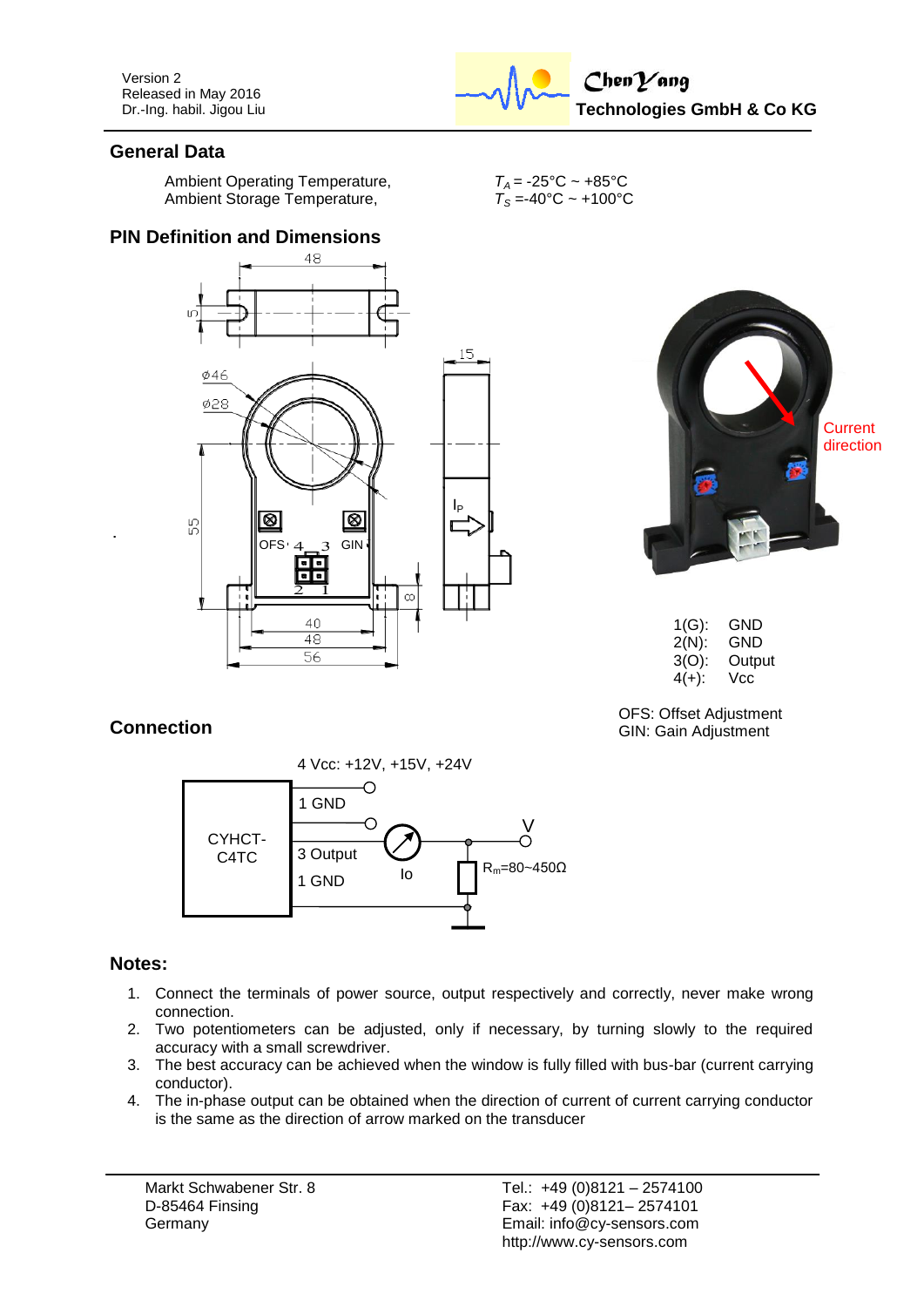## General Data

Ambient Operating Temperature, $T_A$ = -25°C ~ +85°C
Ambient Storage Temperature, $T_S$ =-40°C ~ +100°C

## PIN Definition and Dimensions

48
5
15
ø46
ø28
$I_P$
55
OFS 4 3 GIN
2 1
8
40
48
56

Current direction

1(G): GND
2(N): GND
3(O): Output
4(+): Vcc

OFS: Offset Adjustment
GIN: Gain Adjustment

## Connection

CYHCT-C4TC
4 Vcc: +12V, +15V, +24V
1 GND
3 Output
1 GND
Io
V
$R_m$=80~450Ω

## Notes:

1. Connect the terminals of power source, output respectively and correctly, never make wrong connection.
2. Two potentiometers can be adjusted, only if necessary, by turning slowly to the required accuracy with a small screwdriver.
3. The best accuracy can be achieved when the window is fully filled with bus-bar (current carrying conductor).
4. The in-phase output can be obtained when the direction of current of current carrying conductor is the same as the direction of arrow marked on the transducer

Markt Schwabener Str. 8
D-85464 Finsing
Germany

Tel.: +49 (0)8121 – 2574100
Fax: +49 (0)8121– 2574101
Email: info@cy-sensors.com
http://www.cy-sensors.com